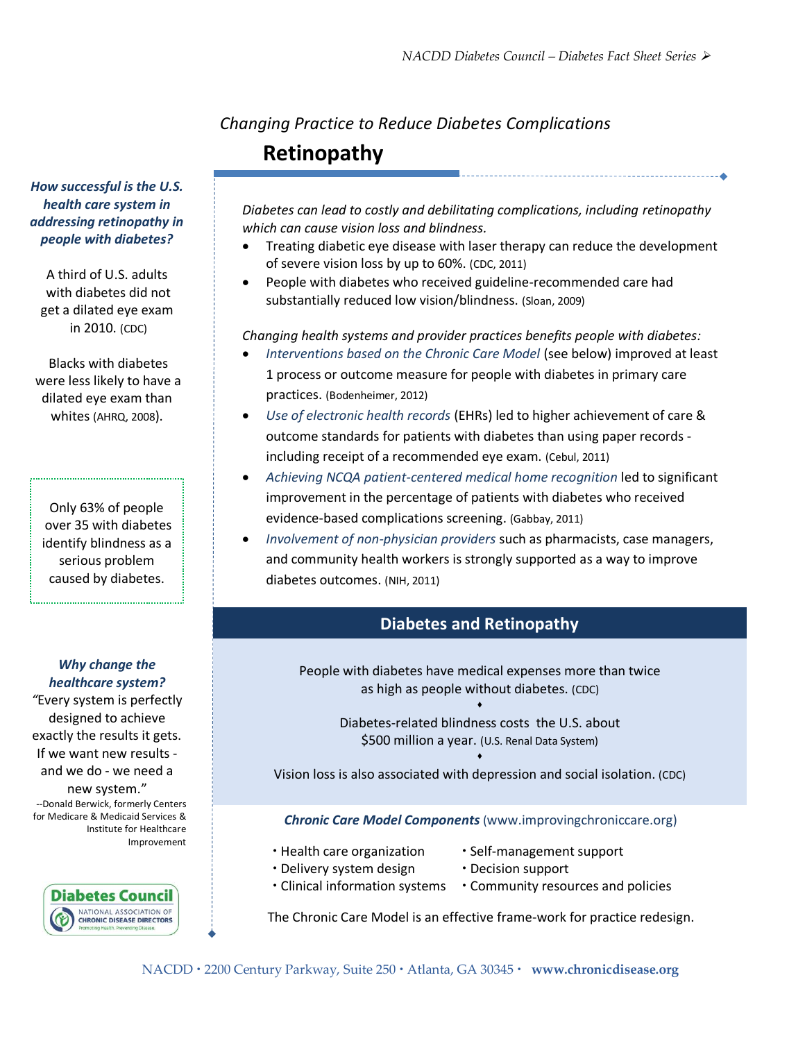*Changing Practice to Reduce Diabetes Complications*

# Retinopathy

*Diabetes can lead to costly and debilitating complications, including retinopathy which can cause vision loss and blindness.*

- Treating diabetic eye disease with laser therapy can reduce the development of severe vision loss by up to 60%. (CDC, 2011)
- People with diabetes who received guideline-recommended care had substantially reduced low vision/blindness. (Sloan, 2009)

*Changing health systems and provider practices benefits people with diabetes:*

- *Interventions based on the Chronic Care Model* (see below) improved at least 1 process or outcome measure for people with diabetes in primary care practices. (Bodenheimer, 2012)
- *Use of electronic health records* (EHRs) led to higher achievement of care & outcome standards for patients with diabetes than using paper records - including receipt of a recommended eye exam. (Cebul, 2011)
- *Achieving NCQA patient-centered medical home recognition* led to significant improvement in the percentage of patients with diabetes who received evidence-based complications screening. (Gabbay, 2011)
- *Involvement of non-physician providers* such as pharmacists, case managers, and community health workers is strongly supported as a way to improve diabetes outcomes. (NIH, 2011)

## Diabetes and Retinopathy

People with diabetes have medical expenses more than twice as high as people without diabetes. (CDC)

♦

Diabetes-related blindness costs the U.S. about $500 million a year. (U.S. Renal Data System)

♦

Vision loss is also associated with depression and social isolation. (CDC)

***Chronic Care Model Components*** (www.improvingchroniccare.org)

- Health care organization
- Delivery system design
- Clinical information systems
- Self-management support
- Decision support
- Community resources and policies

The Chronic Care Model is an effective frame-work for practice redesign.

***How successful is the U.S. health care system in addressing retinopathy in people with diabetes?***

A third of U.S. adults with diabetes did not get a dilated eye exam in 2010. (CDC)

Blacks with diabetes were less likely to have a dilated eye exam than whites (AHRQ, 2008).

Only 63% of people over 35 with diabetes identify blindness as a serious problem caused by diabetes.

***Why change the healthcare system?***

"Every system is perfectly designed to achieve exactly the results it gets. If we want new results - and we do - we need a new system."

--Donald Berwick, formerly Centers for Medicare & Medicaid Services & Institute for Healthcare Improvement

Diabetes Council
NATIONAL ASSOCIATION OF CHRONIC DISEASE DIRECTORS
Promoting Health. Preventing Disease.

NACDD • 2200 Century Parkway, Suite 250 • Atlanta, GA 30345 • **www.chronicdisease.org**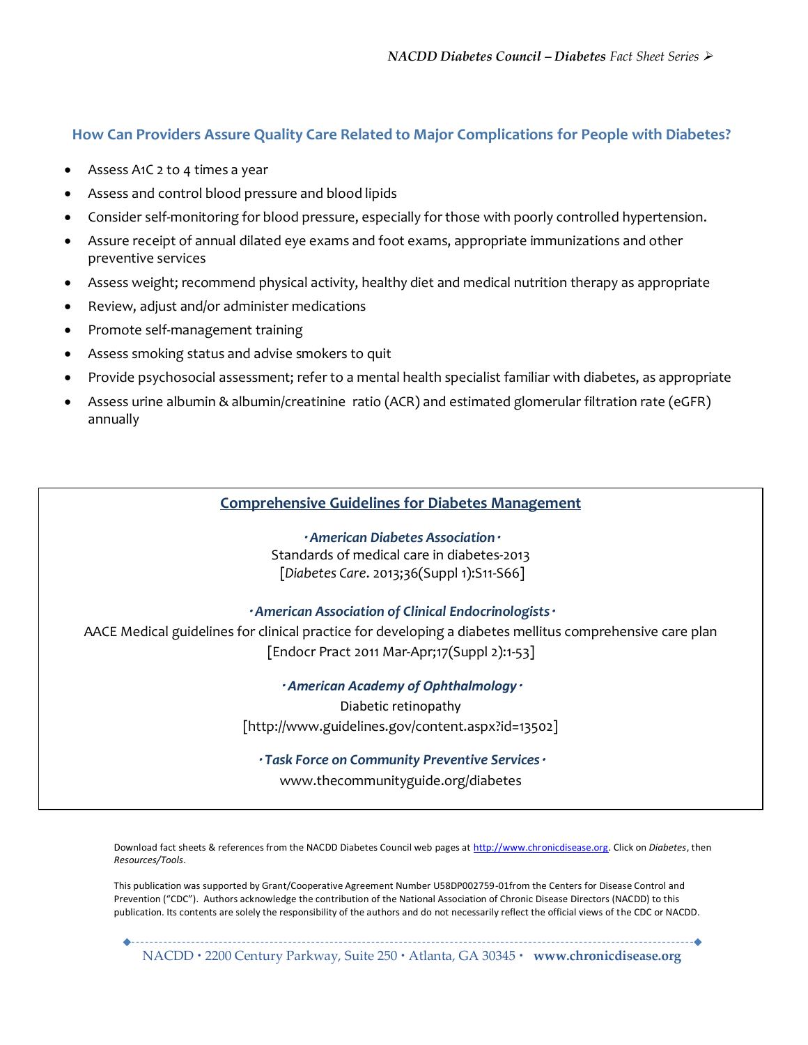## How Can Providers Assure Quality Care Related to Major Complications for People with Diabetes?

- Assess A1C 2 to 4 times a year
- Assess and control blood pressure and blood lipids
- Consider self-monitoring for blood pressure, especially for those with poorly controlled hypertension.
- Assure receipt of annual dilated eye exams and foot exams, appropriate immunizations and other preventive services
- Assess weight; recommend physical activity, healthy diet and medical nutrition therapy as appropriate
- Review, adjust and/or administer medications
- Promote self-management training
- Assess smoking status and advise smokers to quit
- Provide psychosocial assessment; refer to a mental health specialist familiar with diabetes, as appropriate
- Assess urine albumin & albumin/creatinine ratio (ACR) and estimated glomerular filtration rate (eGFR) annually

### Comprehensive Guidelines for Diabetes Management

**· *American Diabetes Association* ·**
Standards of medical care in diabetes-2013
[*Diabetes Care*. 2013;36(Suppl 1):S11-S66]

**· *American Association of Clinical Endocrinologists* ·**
AACE Medical guidelines for clinical practice for developing a diabetes mellitus comprehensive care plan
[Endocr Pract 2011 Mar-Apr;17(Suppl 2):1-53]

**· *American Academy of Ophthalmology* ·**
Diabetic retinopathy
[http://www.guidelines.gov/content.aspx?id=13502]

**· *Task Force on Community Preventive Services* ·**
www.thecommunityguide.org/diabetes

Download fact sheets & references from the NACDD Diabetes Council web pages at http://www.chronicdisease.org. Click on *Diabetes*, then *Resources/Tools*.

This publication was supported by Grant/Cooperative Agreement Number U58DP002759-01from the Centers for Disease Control and Prevention ("CDC"). Authors acknowledge the contribution of the National Association of Chronic Disease Directors (NACDD) to this publication. Its contents are solely the responsibility of the authors and do not necessarily reflect the official views of the CDC or NACDD.

NACDD · 2200 Century Parkway, Suite 250 · Atlanta, GA 30345 · **www.chronicdisease.org**